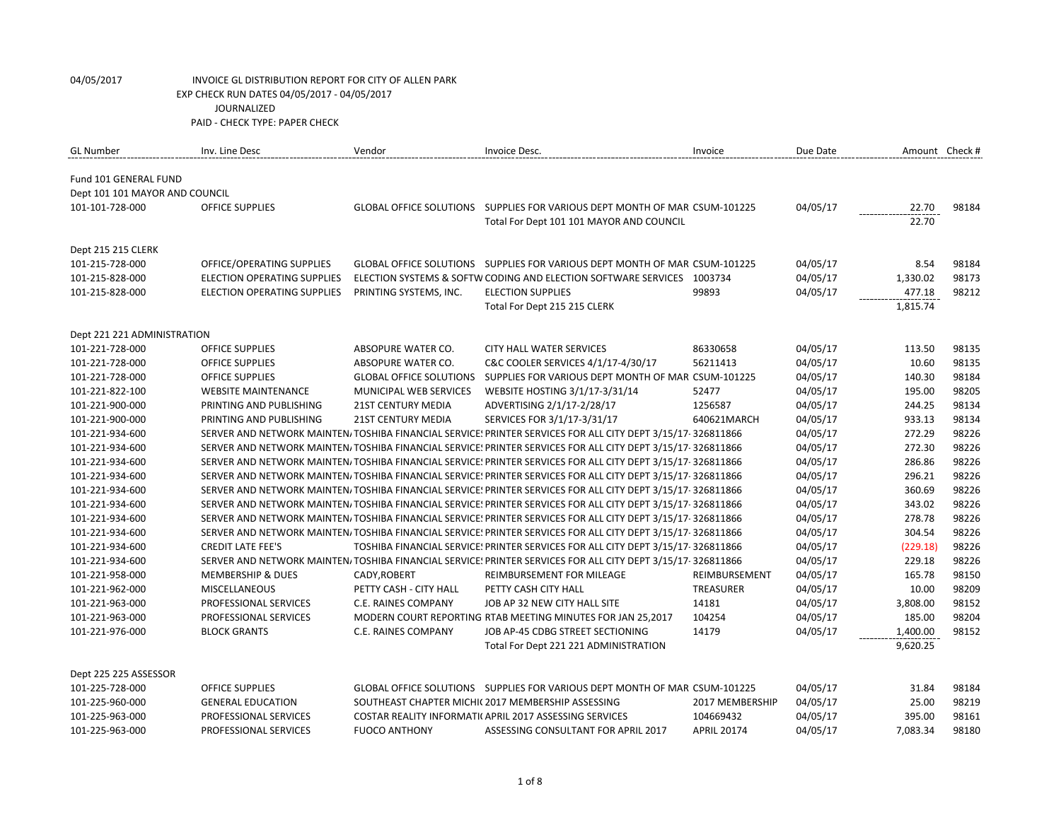04/05/2017 INVOICE GL DISTRIBUTION REPORT FOR CITY OF ALLEN PARK
EXP CHECK RUN DATES 04/05/2017 - 04/05/2017
JOURNALIZED
PAID - CHECK TYPE: PAPER CHECK

| GL Number | Inv. Line Desc | Vendor | Invoice Desc. | Invoice | Due Date | Amount | Check # |
|---|---|---|---|---|---|---|---|
| Fund 101 GENERAL FUND | | | | | | | |
| Dept 101 101 MAYOR AND COUNCIL | | | | | | | |
| 101-101-728-000 | OFFICE SUPPLIES | GLOBAL OFFICE SOLUTIONS | SUPPLIES FOR VARIOUS DEPT MONTH OF MAR | CSUM-101225 | 04/05/17 | 22.70 | 98184 |
| | | | Total For Dept 101 101 MAYOR AND COUNCIL | | | 22.70 | |
| Dept 215 215 CLERK | | | | | | | |
| 101-215-728-000 | OFFICE/OPERATING SUPPLIES | GLOBAL OFFICE SOLUTIONS | SUPPLIES FOR VARIOUS DEPT MONTH OF MAR | CSUM-101225 | 04/05/17 | 8.54 | 98184 |
| 101-215-828-000 | ELECTION OPERATING SUPPLIES | ELECTION SYSTEMS & SOFTW | CODING AND ELECTION SOFTWARE SERVICES | 1003734 | 04/05/17 | 1,330.02 | 98173 |
| 101-215-828-000 | ELECTION OPERATING SUPPLIES | PRINTING SYSTEMS, INC. | ELECTION SUPPLIES | 99893 | 04/05/17 | 477.18 | 98212 |
| | | | Total For Dept 215 215 CLERK | | | 1,815.74 | |
| Dept 221 221 ADMINISTRATION | | | | | | | |
| 101-221-728-000 | OFFICE SUPPLIES | ABSOPURE WATER CO. | CITY HALL WATER SERVICES | 86330658 | 04/05/17 | 113.50 | 98135 |
| 101-221-728-000 | OFFICE SUPPLIES | ABSOPURE WATER CO. | C&C COOLER SERVICES 4/1/17-4/30/17 | 56211413 | 04/05/17 | 10.60 | 98135 |
| 101-221-728-000 | OFFICE SUPPLIES | GLOBAL OFFICE SOLUTIONS | SUPPLIES FOR VARIOUS DEPT MONTH OF MAR | CSUM-101225 | 04/05/17 | 140.30 | 98184 |
| 101-221-822-100 | WEBSITE MAINTENANCE | MUNICIPAL WEB SERVICES | WEBSITE HOSTING 3/1/17-3/31/14 | 52477 | 04/05/17 | 195.00 | 98205 |
| 101-221-900-000 | PRINTING AND PUBLISHING | 21ST CENTURY MEDIA | ADVERTISING 2/1/17-2/28/17 | 1256587 | 04/05/17 | 244.25 | 98134 |
| 101-221-900-000 | PRINTING AND PUBLISHING | 21ST CENTURY MEDIA | SERVICES FOR 3/1/17-3/31/17 | 640621MARCH | 04/05/17 | 933.13 | 98134 |
| 101-221-934-600 | SERVER AND NETWORK MAINTEN | TOSHIBA FINANCIAL SERVICE | PRINTER SERVICES FOR ALL CITY DEPT 3/15/17- | 326811866 | 04/05/17 | 272.29 | 98226 |
| 101-221-934-600 | SERVER AND NETWORK MAINTEN | TOSHIBA FINANCIAL SERVICE | PRINTER SERVICES FOR ALL CITY DEPT 3/15/17- | 326811866 | 04/05/17 | 272.30 | 98226 |
| 101-221-934-600 | SERVER AND NETWORK MAINTEN | TOSHIBA FINANCIAL SERVICE | PRINTER SERVICES FOR ALL CITY DEPT 3/15/17- | 326811866 | 04/05/17 | 286.86 | 98226 |
| 101-221-934-600 | SERVER AND NETWORK MAINTEN | TOSHIBA FINANCIAL SERVICE | PRINTER SERVICES FOR ALL CITY DEPT 3/15/17- | 326811866 | 04/05/17 | 296.21 | 98226 |
| 101-221-934-600 | SERVER AND NETWORK MAINTEN | TOSHIBA FINANCIAL SERVICE | PRINTER SERVICES FOR ALL CITY DEPT 3/15/17- | 326811866 | 04/05/17 | 360.69 | 98226 |
| 101-221-934-600 | SERVER AND NETWORK MAINTEN | TOSHIBA FINANCIAL SERVICE | PRINTER SERVICES FOR ALL CITY DEPT 3/15/17- | 326811866 | 04/05/17 | 343.02 | 98226 |
| 101-221-934-600 | SERVER AND NETWORK MAINTEN | TOSHIBA FINANCIAL SERVICE | PRINTER SERVICES FOR ALL CITY DEPT 3/15/17- | 326811866 | 04/05/17 | 278.78 | 98226 |
| 101-221-934-600 | SERVER AND NETWORK MAINTEN | TOSHIBA FINANCIAL SERVICE | PRINTER SERVICES FOR ALL CITY DEPT 3/15/17- | 326811866 | 04/05/17 | 304.54 | 98226 |
| 101-221-934-600 | CREDIT LATE FEE'S | TOSHIBA FINANCIAL SERVICE | PRINTER SERVICES FOR ALL CITY DEPT 3/15/17- | 326811866 | 04/05/17 | (229.18) | 98226 |
| 101-221-934-600 | SERVER AND NETWORK MAINTEN | TOSHIBA FINANCIAL SERVICE | PRINTER SERVICES FOR ALL CITY DEPT 3/15/17- | 326811866 | 04/05/17 | 229.18 | 98226 |
| 101-221-958-000 | MEMBERSHIP & DUES | CADY,ROBERT | REIMBURSEMENT FOR MILEAGE | REIMBURSEMENT | 04/05/17 | 165.78 | 98150 |
| 101-221-962-000 | MISCELLANEOUS | PETTY CASH - CITY HALL | PETTY CASH CITY HALL | TREASURER | 04/05/17 | 10.00 | 98209 |
| 101-221-963-000 | PROFESSIONAL SERVICES | C.E. RAINES COMPANY | JOB AP 32 NEW CITY HALL SITE | 14181 | 04/05/17 | 3,808.00 | 98152 |
| 101-221-963-000 | PROFESSIONAL SERVICES | MODERN COURT REPORTING | RTAB MEETING MINUTES FOR JAN 25,2017 | 104254 | 04/05/17 | 185.00 | 98204 |
| 101-221-976-000 | BLOCK GRANTS | C.E. RAINES COMPANY | JOB AP-45 CDBG STREET SECTIONING | 14179 | 04/05/17 | 1,400.00 | 98152 |
| | | | Total For Dept 221 221 ADMINISTRATION | | | 9,620.25 | |
| Dept 225 225 ASSESSOR | | | | | | | |
| 101-225-728-000 | OFFICE SUPPLIES | GLOBAL OFFICE SOLUTIONS | SUPPLIES FOR VARIOUS DEPT MONTH OF MAR | CSUM-101225 | 04/05/17 | 31.84 | 98184 |
| 101-225-960-000 | GENERAL EDUCATION | SOUTHEAST CHAPTER MICHI | 2017 MEMBERSHIP ASSESSING | 2017 MEMBERSHIP | 04/05/17 | 25.00 | 98219 |
| 101-225-963-000 | PROFESSIONAL SERVICES | COSTAR REALITY INFORMATI | APRIL 2017 ASSESSING SERVICES | 104669432 | 04/05/17 | 395.00 | 98161 |
| 101-225-963-000 | PROFESSIONAL SERVICES | FUOCO ANTHONY | ASSESSING CONSULTANT FOR APRIL 2017 | APRIL 20174 | 04/05/17 | 7,083.34 | 98180 |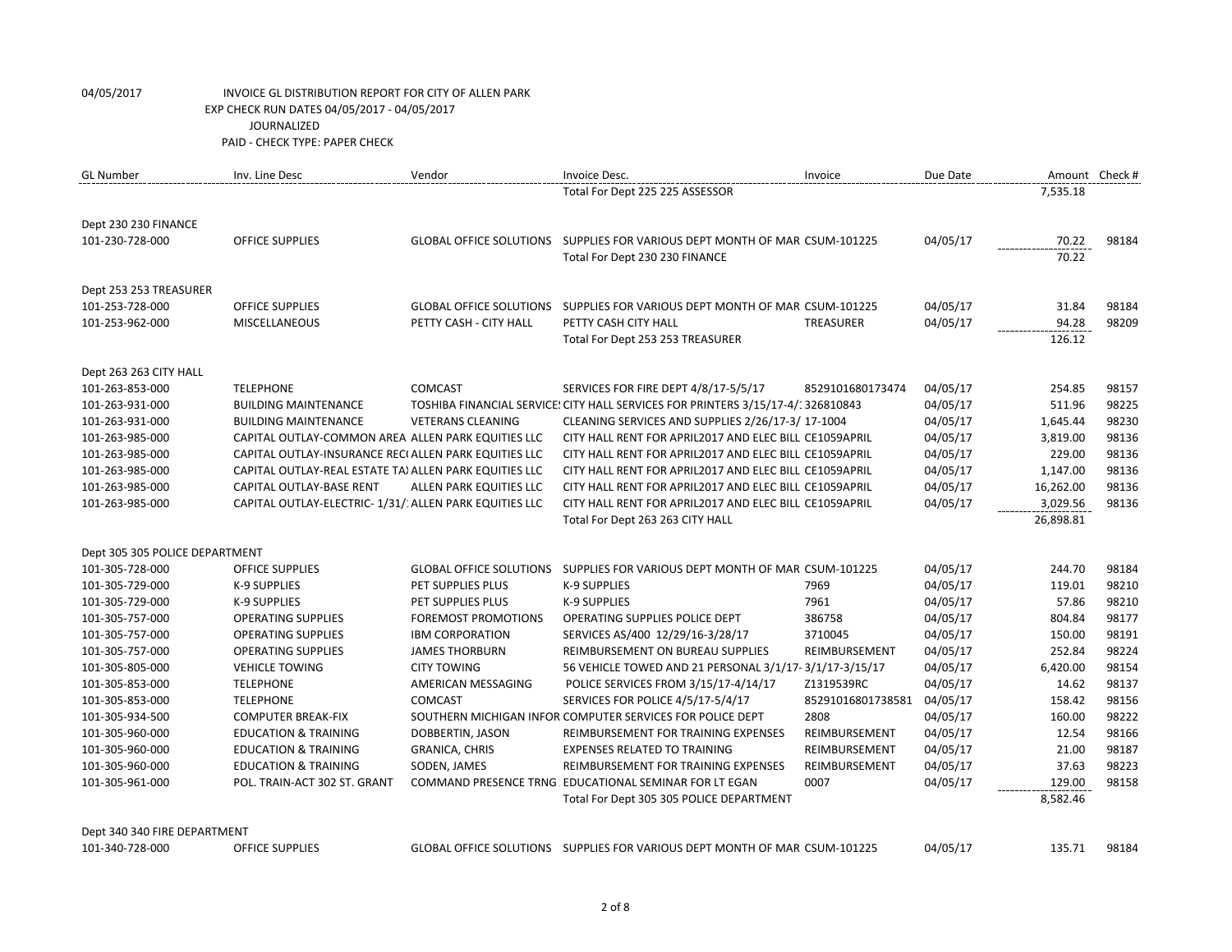04/05/2017 INVOICE GL DISTRIBUTION REPORT FOR CITY OF ALLEN PARK
EXP CHECK RUN DATES 04/05/2017 - 04/05/2017
JOURNALIZED
PAID - CHECK TYPE: PAPER CHECK

| GL Number | Inv. Line Desc | Vendor | Invoice Desc. | Invoice | Due Date | Amount | Check # |
|---|---|---|---|---|---|---|---|
| | | | Total For Dept 225 225 ASSESSOR | | | 7,535.18 | |
| Dept 230 230 FINANCE | | | | | | | |
| 101-230-728-000 | OFFICE SUPPLIES | GLOBAL OFFICE SOLUTIONS | SUPPLIES FOR VARIOUS DEPT MONTH OF MAR | CSUM-101225 | 04/05/17 | 70.22 | 98184 |
| | | | Total For Dept 230 230 FINANCE | | | 70.22 | |
| Dept 253 253 TREASURER | | | | | | | |
| 101-253-728-000 | OFFICE SUPPLIES | GLOBAL OFFICE SOLUTIONS | SUPPLIES FOR VARIOUS DEPT MONTH OF MAR | CSUM-101225 | 04/05/17 | 31.84 | 98184 |
| 101-253-962-000 | MISCELLANEOUS | PETTY CASH - CITY HALL | PETTY CASH CITY HALL | TREASURER | 04/05/17 | 94.28 | 98209 |
| | | | Total For Dept 253 253 TREASURER | | | 126.12 | |
| Dept 263 263 CITY HALL | | | | | | | |
| 101-263-853-000 | TELEPHONE | COMCAST | SERVICES FOR FIRE DEPT 4/8/17-5/5/17 | 8529101680173474 | 04/05/17 | 254.85 | 98157 |
| 101-263-931-000 | BUILDING MAINTENANCE | TOSHIBA FINANCIAL SERVICE | CITY HALL SERVICES FOR PRINTERS 3/15/17-4/ | 326810843 | 04/05/17 | 511.96 | 98225 |
| 101-263-931-000 | BUILDING MAINTENANCE | VETERANS CLEANING | CLEANING SERVICES AND SUPPLIES 2/26/17-3/ | 17-1004 | 04/05/17 | 1,645.44 | 98230 |
| 101-263-985-000 | CAPITAL OUTLAY-COMMON AREA | ALLEN PARK EQUITIES LLC | CITY HALL RENT FOR APRIL2017 AND ELEC BILL | CE1059APRIL | 04/05/17 | 3,819.00 | 98136 |
| 101-263-985-000 | CAPITAL OUTLAY-INSURANCE REC | ALLEN PARK EQUITIES LLC | CITY HALL RENT FOR APRIL2017 AND ELEC BILL | CE1059APRIL | 04/05/17 | 229.00 | 98136 |
| 101-263-985-000 | CAPITAL OUTLAY-REAL ESTATE TA | ALLEN PARK EQUITIES LLC | CITY HALL RENT FOR APRIL2017 AND ELEC BILL | CE1059APRIL | 04/05/17 | 1,147.00 | 98136 |
| 101-263-985-000 | CAPITAL OUTLAY-BASE RENT | ALLEN PARK EQUITIES LLC | CITY HALL RENT FOR APRIL2017 AND ELEC BILL | CE1059APRIL | 04/05/17 | 16,262.00 | 98136 |
| 101-263-985-000 | CAPITAL OUTLAY-ELECTRIC- 1/31/ | ALLEN PARK EQUITIES LLC | CITY HALL RENT FOR APRIL2017 AND ELEC BILL | CE1059APRIL | 04/05/17 | 3,029.56 | 98136 |
| | | | Total For Dept 263 263 CITY HALL | | | 26,898.81 | |
| Dept 305 305 POLICE DEPARTMENT | | | | | | | |
| 101-305-728-000 | OFFICE SUPPLIES | GLOBAL OFFICE SOLUTIONS | SUPPLIES FOR VARIOUS DEPT MONTH OF MAR | CSUM-101225 | 04/05/17 | 244.70 | 98184 |
| 101-305-729-000 | K-9 SUPPLIES | PET SUPPLIES PLUS | K-9 SUPPLIES | 7969 | 04/05/17 | 119.01 | 98210 |
| 101-305-729-000 | K-9 SUPPLIES | PET SUPPLIES PLUS | K-9 SUPPLIES | 7961 | 04/05/17 | 57.86 | 98210 |
| 101-305-757-000 | OPERATING SUPPLIES | FOREMOST PROMOTIONS | OPERATING SUPPLIES POLICE DEPT | 386758 | 04/05/17 | 804.84 | 98177 |
| 101-305-757-000 | OPERATING SUPPLIES | IBM CORPORATION | SERVICES AS/400 12/29/16-3/28/17 | 3710045 | 04/05/17 | 150.00 | 98191 |
| 101-305-757-000 | OPERATING SUPPLIES | JAMES THORBURN | REIMBURSEMENT ON BUREAU SUPPLIES | REIMBURSEMENT | 04/05/17 | 252.84 | 98224 |
| 101-305-805-000 | VEHICLE TOWING | CITY TOWING | 56 VEHICLE TOWED AND 21 PERSONAL 3/1/17- | 3/1/17-3/15/17 | 04/05/17 | 6,420.00 | 98154 |
| 101-305-853-000 | TELEPHONE | AMERICAN MESSAGING | POLICE SERVICES FROM 3/15/17-4/14/17 | Z1319539RC | 04/05/17 | 14.62 | 98137 |
| 101-305-853-000 | TELEPHONE | COMCAST | SERVICES FOR POLICE 4/5/17-5/4/17 | 85291016801738581 | 04/05/17 | 158.42 | 98156 |
| 101-305-934-500 | COMPUTER BREAK-FIX | SOUTHERN MICHIGAN INFOR | COMPUTER SERVICES FOR POLICE DEPT | 2808 | 04/05/17 | 160.00 | 98222 |
| 101-305-960-000 | EDUCATION & TRAINING | DOBBERTIN, JASON | REIMBURSEMENT FOR TRAINING EXPENSES | REIMBURSEMENT | 04/05/17 | 12.54 | 98166 |
| 101-305-960-000 | EDUCATION & TRAINING | GRANICA, CHRIS | EXPENSES RELATED TO TRAINING | REIMBURSEMENT | 04/05/17 | 21.00 | 98187 |
| 101-305-960-000 | EDUCATION & TRAINING | SODEN, JAMES | REIMBURSEMENT FOR TRAINING EXPENSES | REIMBURSEMENT | 04/05/17 | 37.63 | 98223 |
| 101-305-961-000 | POL. TRAIN-ACT 302 ST. GRANT | COMMAND PRESENCE TRNG | EDUCATIONAL SEMINAR FOR LT EGAN | 0007 | 04/05/17 | 129.00 | 98158 |
| | | | Total For Dept 305 305 POLICE DEPARTMENT | | | 8,582.46 | |
| Dept 340 340 FIRE DEPARTMENT | | | | | | | |
| 101-340-728-000 | OFFICE SUPPLIES | GLOBAL OFFICE SOLUTIONS | SUPPLIES FOR VARIOUS DEPT MONTH OF MAR | CSUM-101225 | 04/05/17 | 135.71 | 98184 |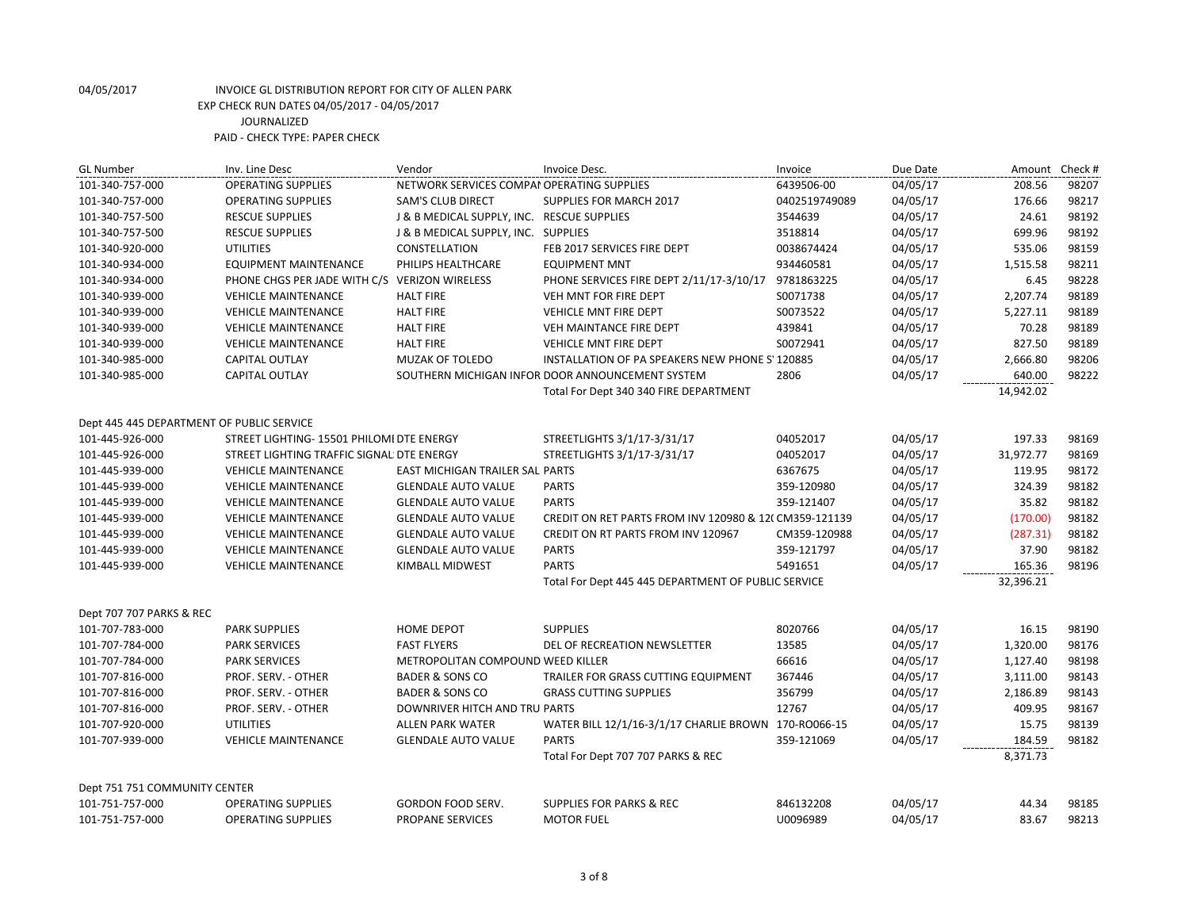04/05/2017 INVOICE GL DISTRIBUTION REPORT FOR CITY OF ALLEN PARK
EXP CHECK RUN DATES 04/05/2017 - 04/05/2017
JOURNALIZED
PAID - CHECK TYPE: PAPER CHECK

| GL Number | Inv. Line Desc | Vendor | Invoice Desc. | Invoice | Due Date | Amount | Check # |
|---|---|---|---|---|---|---|---|
| 101-340-757-000 | OPERATING SUPPLIES | NETWORK SERVICES COMPAI | OPERATING SUPPLIES | 6439506-00 | 04/05/17 | 208.56 | 98207 |
| 101-340-757-000 | OPERATING SUPPLIES | SAM'S CLUB DIRECT | SUPPLIES FOR MARCH 2017 | 0402519749089 | 04/05/17 | 176.66 | 98217 |
| 101-340-757-500 | RESCUE SUPPLIES | J & B MEDICAL SUPPLY, INC. | RESCUE SUPPLIES | 3544639 | 04/05/17 | 24.61 | 98192 |
| 101-340-757-500 | RESCUE SUPPLIES | J & B MEDICAL SUPPLY, INC. | SUPPLIES | 3518814 | 04/05/17 | 699.96 | 98192 |
| 101-340-920-000 | UTILITIES | CONSTELLATION | FEB 2017 SERVICES FIRE DEPT | 0038674424 | 04/05/17 | 535.06 | 98159 |
| 101-340-934-000 | EQUIPMENT MAINTENANCE | PHILIPS HEALTHCARE | EQUIPMENT MNT | 934460581 | 04/05/17 | 1,515.58 | 98211 |
| 101-340-934-000 | PHONE CHGS PER JADE WITH C/S | VERIZON WIRELESS | PHONE SERVICES FIRE DEPT 2/11/17-3/10/17 | 9781863225 | 04/05/17 | 6.45 | 98228 |
| 101-340-939-000 | VEHICLE MAINTENANCE | HALT FIRE | VEH MNT FOR FIRE DEPT | S0071738 | 04/05/17 | 2,207.74 | 98189 |
| 101-340-939-000 | VEHICLE MAINTENANCE | HALT FIRE | VEHICLE MNT FIRE DEPT | S0073522 | 04/05/17 | 5,227.11 | 98189 |
| 101-340-939-000 | VEHICLE MAINTENANCE | HALT FIRE | VEH MAINTANCE FIRE DEPT | 439841 | 04/05/17 | 70.28 | 98189 |
| 101-340-939-000 | VEHICLE MAINTENANCE | HALT FIRE | VEHICLE MNT FIRE DEPT | S0072941 | 04/05/17 | 827.50 | 98189 |
| 101-340-985-000 | CAPITAL OUTLAY | MUZAK OF TOLEDO | INSTALLATION OF PA SPEAKERS NEW PHONE S | 120885 | 04/05/17 | 2,666.80 | 98206 |
| 101-340-985-000 | CAPITAL OUTLAY | SOUTHERN MICHIGAN INFOR | DOOR ANNOUNCEMENT SYSTEM | 2806 | 04/05/17 | 640.00 | 98222 |
| | | | Total For Dept 340 340 FIRE DEPARTMENT | | | 14,942.02 | |
| Dept 445 445 DEPARTMENT OF PUBLIC SERVICE | | | | | | | |
| 101-445-926-000 | STREET LIGHTING- 15501 PHILOMI | DTE ENERGY | STREETLIGHTS 3/1/17-3/31/17 | 04052017 | 04/05/17 | 197.33 | 98169 |
| 101-445-926-000 | STREET LIGHTING TRAFFIC SIGNAL | DTE ENERGY | STREETLIGHTS 3/1/17-3/31/17 | 04052017 | 04/05/17 | 31,972.77 | 98169 |
| 101-445-939-000 | VEHICLE MAINTENANCE | EAST MICHIGAN TRAILER SAL | PARTS | 6367675 | 04/05/17 | 119.95 | 98172 |
| 101-445-939-000 | VEHICLE MAINTENANCE | GLENDALE AUTO VALUE | PARTS | 359-120980 | 04/05/17 | 324.39 | 98182 |
| 101-445-939-000 | VEHICLE MAINTENANCE | GLENDALE AUTO VALUE | PARTS | 359-121407 | 04/05/17 | 35.82 | 98182 |
| 101-445-939-000 | VEHICLE MAINTENANCE | GLENDALE AUTO VALUE | CREDIT ON RET PARTS FROM INV 120980 & 12( | CM359-121139 | 04/05/17 | (170.00) | 98182 |
| 101-445-939-000 | VEHICLE MAINTENANCE | GLENDALE AUTO VALUE | CREDIT ON RT PARTS FROM INV 120967 | CM359-120988 | 04/05/17 | (287.31) | 98182 |
| 101-445-939-000 | VEHICLE MAINTENANCE | GLENDALE AUTO VALUE | PARTS | 359-121797 | 04/05/17 | 37.90 | 98182 |
| 101-445-939-000 | VEHICLE MAINTENANCE | KIMBALL MIDWEST | PARTS | 5491651 | 04/05/17 | 165.36 | 98196 |
| | | | Total For Dept 445 445 DEPARTMENT OF PUBLIC SERVICE | | | 32,396.21 | |
| Dept 707 707 PARKS & REC | | | | | | | |
| 101-707-783-000 | PARK SUPPLIES | HOME DEPOT | SUPPLIES | 8020766 | 04/05/17 | 16.15 | 98190 |
| 101-707-784-000 | PARK SERVICES | FAST FLYERS | DEL OF RECREATION NEWSLETTER | 13585 | 04/05/17 | 1,320.00 | 98176 |
| 101-707-784-000 | PARK SERVICES | METROPOLITAN COMPOUND | WEED KILLER | 66616 | 04/05/17 | 1,127.40 | 98198 |
| 101-707-816-000 | PROF. SERV. - OTHER | BADER & SONS CO | TRAILER FOR GRASS CUTTING EQUIPMENT | 367446 | 04/05/17 | 3,111.00 | 98143 |
| 101-707-816-000 | PROF. SERV. - OTHER | BADER & SONS CO | GRASS CUTTING SUPPLIES | 356799 | 04/05/17 | 2,186.89 | 98143 |
| 101-707-816-000 | PROF. SERV. - OTHER | DOWNRIVER HITCH AND TRU | PARTS | 12767 | 04/05/17 | 409.95 | 98167 |
| 101-707-920-000 | UTILITIES | ALLEN PARK WATER | WATER BILL 12/1/16-3/1/17 CHARLIE BROWN | 170-RO066-15 | 04/05/17 | 15.75 | 98139 |
| 101-707-939-000 | VEHICLE MAINTENANCE | GLENDALE AUTO VALUE | PARTS | 359-121069 | 04/05/17 | 184.59 | 98182 |
| | | | Total For Dept 707 707 PARKS & REC | | | 8,371.73 | |
| Dept 751 751 COMMUNITY CENTER | | | | | | | |
| 101-751-757-000 | OPERATING SUPPLIES | GORDON FOOD SERV. | SUPPLIES FOR PARKS & REC | 846132208 | 04/05/17 | 44.34 | 98185 |
| 101-751-757-000 | OPERATING SUPPLIES | PROPANE SERVICES | MOTOR FUEL | U0096989 | 04/05/17 | 83.67 | 98213 |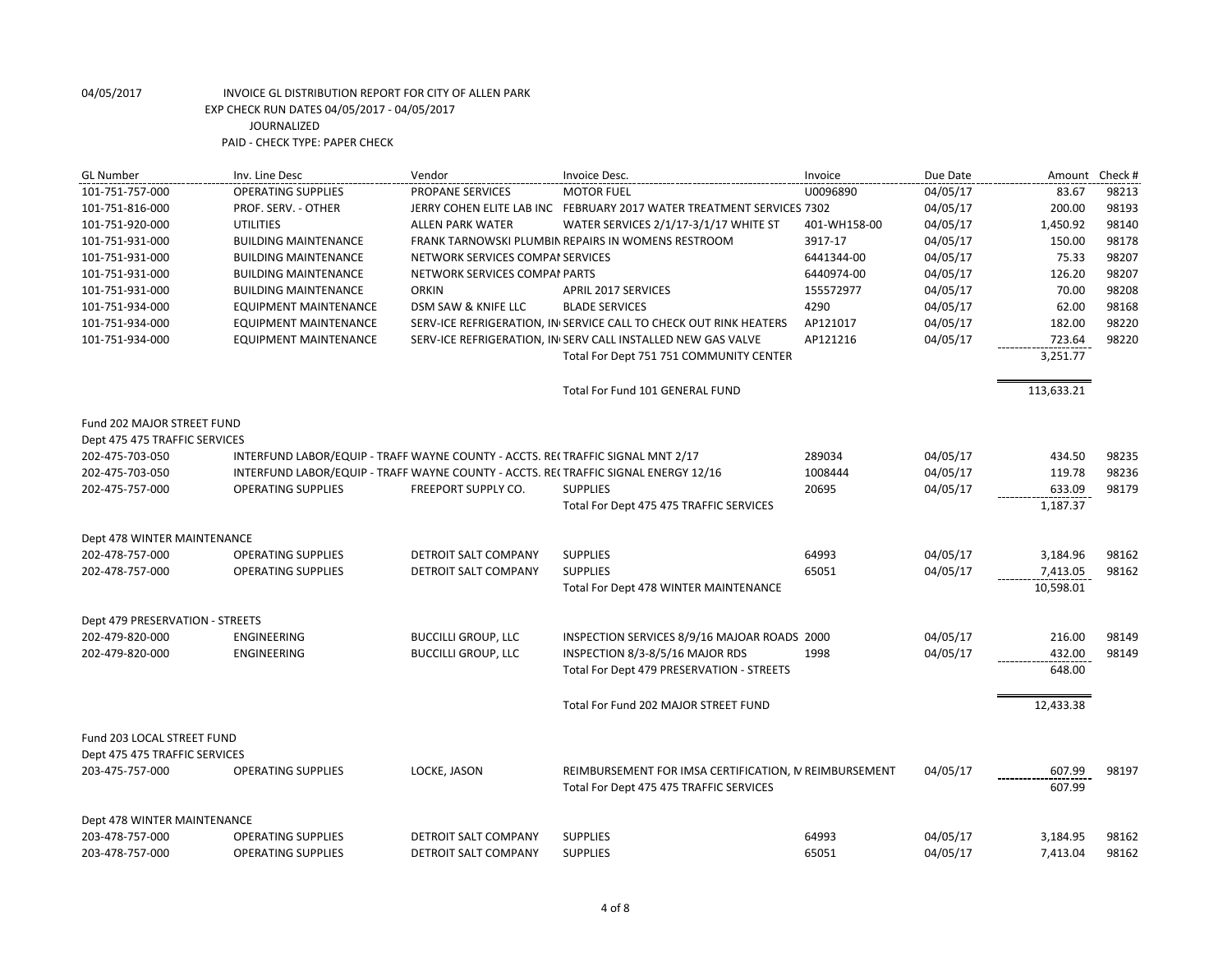04/05/2017 INVOICE GL DISTRIBUTION REPORT FOR CITY OF ALLEN PARK

EXP CHECK RUN DATES 04/05/2017 - 04/05/2017

JOURNALIZED

PAID - CHECK TYPE: PAPER CHECK

| GL Number | Inv. Line Desc | Vendor | Invoice Desc. | Invoice | Due Date | Amount | Check # |
|---|---|---|---|---|---|---|---|
| 101-751-757-000 | OPERATING SUPPLIES | PROPANE SERVICES | MOTOR FUEL | U0096890 | 04/05/17 | 83.67 | 98213 |
| 101-751-816-000 | PROF. SERV. - OTHER | JERRY COHEN ELITE LAB INC | FEBRUARY 2017 WATER TREATMENT SERVICES | 7302 | 04/05/17 | 200.00 | 98193 |
| 101-751-920-000 | UTILITIES | ALLEN PARK WATER | WATER SERVICES 2/1/17-3/1/17 WHITE ST | 401-WH158-00 | 04/05/17 | 1,450.92 | 98140 |
| 101-751-931-000 | BUILDING MAINTENANCE | FRANK TARNOWSKI PLUMBIN | REPAIRS IN WOMENS RESTROOM | 3917-17 | 04/05/17 | 150.00 | 98178 |
| 101-751-931-000 | BUILDING MAINTENANCE | NETWORK SERVICES COMPAI | SERVICES | 6441344-00 | 04/05/17 | 75.33 | 98207 |
| 101-751-931-000 | BUILDING MAINTENANCE | NETWORK SERVICES COMPAI | PARTS | 6440974-00 | 04/05/17 | 126.20 | 98207 |
| 101-751-931-000 | BUILDING MAINTENANCE | ORKIN | APRIL 2017 SERVICES | 155572977 | 04/05/17 | 70.00 | 98208 |
| 101-751-934-000 | EQUIPMENT MAINTENANCE | DSM SAW & KNIFE LLC | BLADE SERVICES | 4290 | 04/05/17 | 62.00 | 98168 |
| 101-751-934-000 | EQUIPMENT MAINTENANCE | SERV-ICE REFRIGERATION, IN | SERVICE CALL TO CHECK OUT RINK HEATERS | AP121017 | 04/05/17 | 182.00 | 98220 |
| 101-751-934-000 | EQUIPMENT MAINTENANCE | SERV-ICE REFRIGERATION, IN | SERV CALL INSTALLED NEW GAS VALVE | AP121216 | 04/05/17 | 723.64 | 98220 |
| | | | Total For Dept 751 751 COMMUNITY CENTER | | | 3,251.77 | |
| | | | Total For Fund 101 GENERAL FUND | | | 113,633.21 | |
| Fund 202 MAJOR STREET FUND | | | | | | | |
| Dept 475 475 TRAFFIC SERVICES | | | | | | | |
| 202-475-703-050 | INTERFUND LABOR/EQUIP - TRAFF | WAYNE COUNTY - ACCTS. RE( | TRAFFIC SIGNAL MNT 2/17 | 289034 | 04/05/17 | 434.50 | 98235 |
| 202-475-703-050 | INTERFUND LABOR/EQUIP - TRAFF | WAYNE COUNTY - ACCTS. RE( | TRAFFIC SIGNAL ENERGY 12/16 | 1008444 | 04/05/17 | 119.78 | 98236 |
| 202-475-757-000 | OPERATING SUPPLIES | FREEPORT SUPPLY CO. | SUPPLIES | 20695 | 04/05/17 | 633.09 | 98179 |
| | | | Total For Dept 475 475 TRAFFIC SERVICES | | | 1,187.37 | |
| Dept 478 WINTER MAINTENANCE | | | | | | | |
| 202-478-757-000 | OPERATING SUPPLIES | DETROIT SALT COMPANY | SUPPLIES | 64993 | 04/05/17 | 3,184.96 | 98162 |
| 202-478-757-000 | OPERATING SUPPLIES | DETROIT SALT COMPANY | SUPPLIES | 65051 | 04/05/17 | 7,413.05 | 98162 |
| | | | Total For Dept 478 WINTER MAINTENANCE | | | 10,598.01 | |
| Dept 479 PRESERVATION - STREETS | | | | | | | |
| 202-479-820-000 | ENGINEERING | BUCCILLI GROUP, LLC | INSPECTION SERVICES 8/9/16 MAJOAR ROADS | 2000 | 04/05/17 | 216.00 | 98149 |
| 202-479-820-000 | ENGINEERING | BUCCILLI GROUP, LLC | INSPECTION 8/3-8/5/16 MAJOR RDS | 1998 | 04/05/17 | 432.00 | 98149 |
| | | | Total For Dept 479 PRESERVATION - STREETS | | | 648.00 | |
| | | | Total For Fund 202 MAJOR STREET FUND | | | 12,433.38 | |
| Fund 203 LOCAL STREET FUND | | | | | | | |
| Dept 475 475 TRAFFIC SERVICES | | | | | | | |
| 203-475-757-000 | OPERATING SUPPLIES | LOCKE, JASON | REIMBURSEMENT FOR IMSA CERTIFICATION, N | REIMBURSEMENT | 04/05/17 | 607.99 | 98197 |
| | | | Total For Dept 475 475 TRAFFIC SERVICES | | | 607.99 | |
| Dept 478 WINTER MAINTENANCE | | | | | | | |
| 203-478-757-000 | OPERATING SUPPLIES | DETROIT SALT COMPANY | SUPPLIES | 64993 | 04/05/17 | 3,184.95 | 98162 |
| 203-478-757-000 | OPERATING SUPPLIES | DETROIT SALT COMPANY | SUPPLIES | 65051 | 04/05/17 | 7,413.04 | 98162 |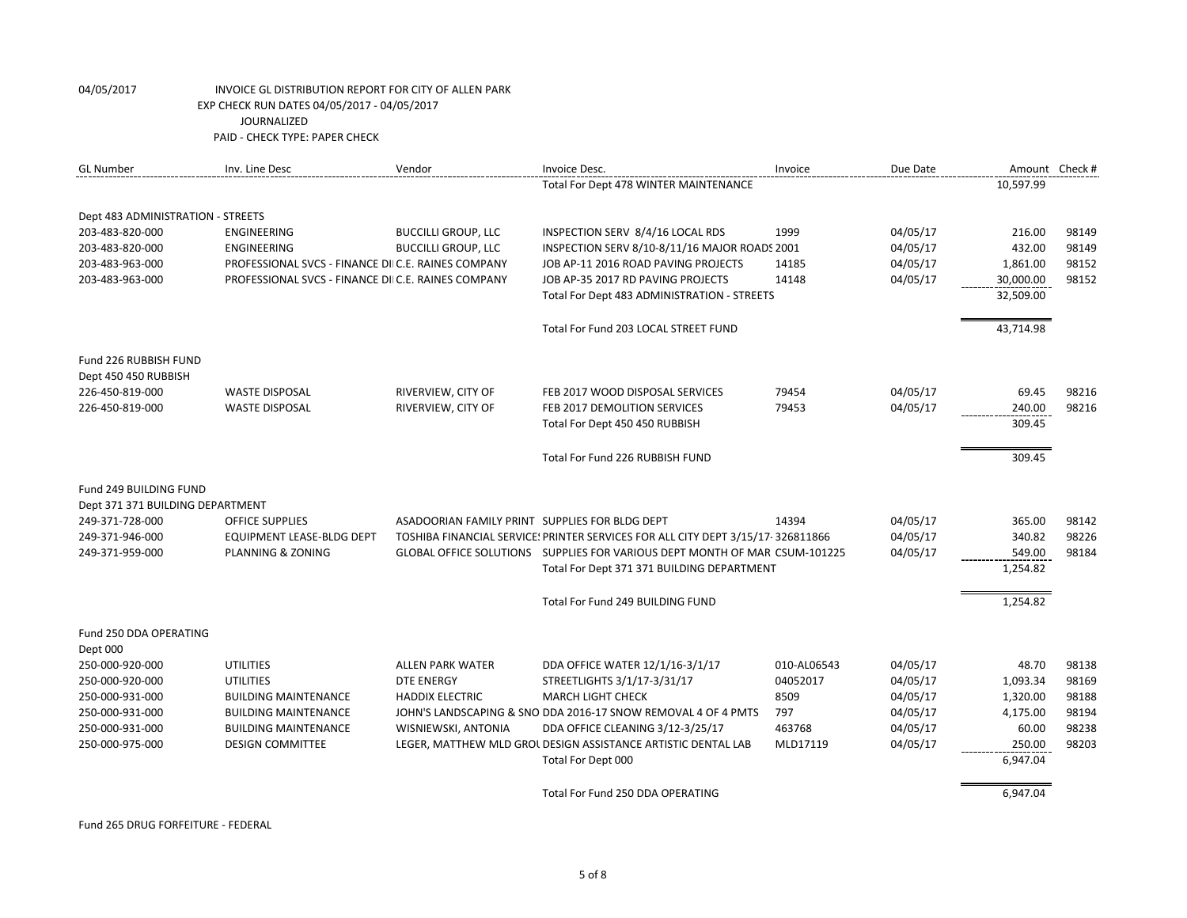04/05/2017 INVOICE GL DISTRIBUTION REPORT FOR CITY OF ALLEN PARK
EXP CHECK RUN DATES 04/05/2017 - 04/05/2017
JOURNALIZED
PAID - CHECK TYPE: PAPER CHECK

| GL Number | Inv. Line Desc | Vendor | Invoice Desc. | Invoice | Due Date | Amount | Check # |
|---|---|---|---|---|---|---|---|
| | | | Total For Dept 478 WINTER MAINTENANCE | | | 10,597.99 | |
| Dept 483 ADMINISTRATION - STREETS | | | | | | | |
| 203-483-820-000 | ENGINEERING | BUCCILLI GROUP, LLC | INSPECTION SERV 8/4/16 LOCAL RDS | 1999 | 04/05/17 | 216.00 | 98149 |
| 203-483-820-000 | ENGINEERING | BUCCILLI GROUP, LLC | INSPECTION SERV 8/10-8/11/16 MAJOR ROADS | 2001 | 04/05/17 | 432.00 | 98149 |
| 203-483-963-000 | PROFESSIONAL SVCS - FINANCE DI | C.E. RAINES COMPANY | JOB AP-11 2016 ROAD PAVING PROJECTS | 14185 | 04/05/17 | 1,861.00 | 98152 |
| 203-483-963-000 | PROFESSIONAL SVCS - FINANCE DI | C.E. RAINES COMPANY | JOB AP-35 2017 RD PAVING PROJECTS | 14148 | 04/05/17 | 30,000.00 | 98152 |
| | | | Total For Dept 483 ADMINISTRATION - STREETS | | | 32,509.00 | |
| | | | Total For Fund 203 LOCAL STREET FUND | | | 43,714.98 | |
| Fund 226 RUBBISH FUND | | | | | | | |
| Dept 450 450 RUBBISH | | | | | | | |
| 226-450-819-000 | WASTE DISPOSAL | RIVERVIEW, CITY OF | FEB 2017 WOOD DISPOSAL SERVICES | 79454 | 04/05/17 | 69.45 | 98216 |
| 226-450-819-000 | WASTE DISPOSAL | RIVERVIEW, CITY OF | FEB 2017 DEMOLITION SERVICES | 79453 | 04/05/17 | 240.00 | 98216 |
| | | | Total For Dept 450 450 RUBBISH | | | 309.45 | |
| | | | Total For Fund 226 RUBBISH FUND | | | 309.45 | |
| Fund 249 BUILDING FUND | | | | | | | |
| Dept 371 371 BUILDING DEPARTMENT | | | | | | | |
| 249-371-728-000 | OFFICE SUPPLIES | ASADOORIAN FAMILY PRINT | SUPPLIES FOR BLDG DEPT | 14394 | 04/05/17 | 365.00 | 98142 |
| 249-371-946-000 | EQUIPMENT LEASE-BLDG DEPT | TOSHIBA FINANCIAL SERVICE | PRINTER SERVICES FOR ALL CITY DEPT 3/15/17- | 326811866 | 04/05/17 | 340.82 | 98226 |
| 249-371-959-000 | PLANNING & ZONING | GLOBAL OFFICE SOLUTIONS | SUPPLIES FOR VARIOUS DEPT MONTH OF MAR | CSUM-101225 | 04/05/17 | 549.00 | 98184 |
| | | | Total For Dept 371 371 BUILDING DEPARTMENT | | | 1,254.82 | |
| | | | Total For Fund 249 BUILDING FUND | | | 1,254.82 | |
| Fund 250 DDA OPERATING | | | | | | | |
| Dept 000 | | | | | | | |
| 250-000-920-000 | UTILITIES | ALLEN PARK WATER | DDA OFFICE WATER 12/1/16-3/1/17 | 010-AL06543 | 04/05/17 | 48.70 | 98138 |
| 250-000-920-000 | UTILITIES | DTE ENERGY | STREETLIGHTS 3/1/17-3/31/17 | 04052017 | 04/05/17 | 1,093.34 | 98169 |
| 250-000-931-000 | BUILDING MAINTENANCE | HADDIX ELECTRIC | MARCH LIGHT CHECK | 8509 | 04/05/17 | 1,320.00 | 98188 |
| 250-000-931-000 | BUILDING MAINTENANCE | JOHN'S LANDSCAPING & SNO | DDA 2016-17 SNOW REMOVAL 4 OF 4 PMTS | 797 | 04/05/17 | 4,175.00 | 98194 |
| 250-000-931-000 | BUILDING MAINTENANCE | WISNIEWSKI, ANTONIA | DDA OFFICE CLEANING 3/12-3/25/17 | 463768 | 04/05/17 | 60.00 | 98238 |
| 250-000-975-000 | DESIGN COMMITTEE | LEGER, MATTHEW MLD GROU | DESIGN ASSISTANCE ARTISTIC DENTAL LAB | MLD17119 | 04/05/17 | 250.00 | 98203 |
| | | | Total For Dept 000 | | | 6,947.04 | |
| | | | Total For Fund 250 DDA OPERATING | | | 6,947.04 | |

Fund 265 DRUG FORFEITURE - FEDERAL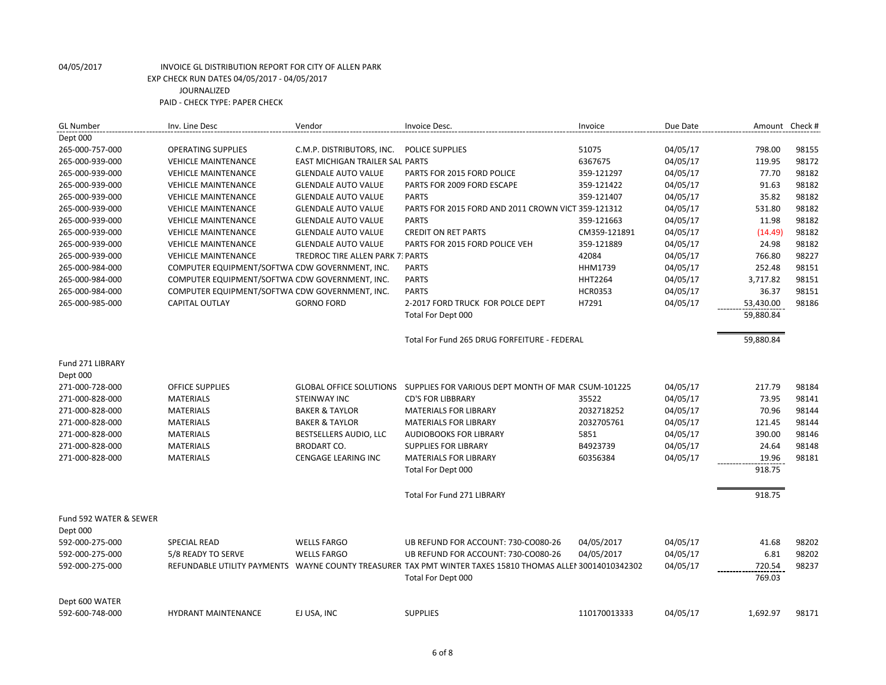04/05/2017 INVOICE GL DISTRIBUTION REPORT FOR CITY OF ALLEN PARK
EXP CHECK RUN DATES 04/05/2017 - 04/05/2017
JOURNALIZED
PAID - CHECK TYPE: PAPER CHECK

| GL Number | Inv. Line Desc | Vendor | Invoice Desc. | Invoice | Due Date | Amount | Check # |
|---|---|---|---|---|---|---|---|
| Dept 000 | | | | | | | |
| 265-000-757-000 | OPERATING SUPPLIES | C.M.P. DISTRIBUTORS, INC. | POLICE SUPPLIES | 51075 | 04/05/17 | 798.00 | 98155 |
| 265-000-939-000 | VEHICLE MAINTENANCE | EAST MICHIGAN TRAILER SAL | PARTS | 6367675 | 04/05/17 | 119.95 | 98172 |
| 265-000-939-000 | VEHICLE MAINTENANCE | GLENDALE AUTO VALUE | PARTS FOR 2015 FORD POLICE | 359-121297 | 04/05/17 | 77.70 | 98182 |
| 265-000-939-000 | VEHICLE MAINTENANCE | GLENDALE AUTO VALUE | PARTS FOR 2009 FORD ESCAPE | 359-121422 | 04/05/17 | 91.63 | 98182 |
| 265-000-939-000 | VEHICLE MAINTENANCE | GLENDALE AUTO VALUE | PARTS | 359-121407 | 04/05/17 | 35.82 | 98182 |
| 265-000-939-000 | VEHICLE MAINTENANCE | GLENDALE AUTO VALUE | PARTS FOR 2015 FORD AND 2011 CROWN VICT | 359-121312 | 04/05/17 | 531.80 | 98182 |
| 265-000-939-000 | VEHICLE MAINTENANCE | GLENDALE AUTO VALUE | PARTS | 359-121663 | 04/05/17 | 11.98 | 98182 |
| 265-000-939-000 | VEHICLE MAINTENANCE | GLENDALE AUTO VALUE | CREDIT ON RET PARTS | CM359-121891 | 04/05/17 | (14.49) | 98182 |
| 265-000-939-000 | VEHICLE MAINTENANCE | GLENDALE AUTO VALUE | PARTS FOR 2015 FORD POLICE VEH | 359-121889 | 04/05/17 | 24.98 | 98182 |
| 265-000-939-000 | VEHICLE MAINTENANCE | TREDROC TIRE ALLEN PARK 7: | PARTS | 42084 | 04/05/17 | 766.80 | 98227 |
| 265-000-984-000 | COMPUTER EQUIPMENT/SOFTWA | CDW GOVERNMENT, INC. | PARTS | HHM1739 | 04/05/17 | 252.48 | 98151 |
| 265-000-984-000 | COMPUTER EQUIPMENT/SOFTWA | CDW GOVERNMENT, INC. | PARTS | HHT2264 | 04/05/17 | 3,717.82 | 98151 |
| 265-000-984-000 | COMPUTER EQUIPMENT/SOFTWA | CDW GOVERNMENT, INC. | PARTS | HCR0353 | 04/05/17 | 36.37 | 98151 |
| 265-000-985-000 | CAPITAL OUTLAY | GORNO FORD | 2-2017 FORD TRUCK FOR POLCE DEPT | H7291 | 04/05/17 | 53,430.00 | 98186 |
| | | | Total For Dept 000 | | | 59,880.84 | |
| | | | Total For Fund 265 DRUG FORFEITURE - FEDERAL | | | 59,880.84 | |
| Fund 271 LIBRARY | | | | | | | |
| Dept 000 | | | | | | | |
| 271-000-728-000 | OFFICE SUPPLIES | GLOBAL OFFICE SOLUTIONS | SUPPLIES FOR VARIOUS DEPT MONTH OF MAR | CSUM-101225 | 04/05/17 | 217.79 | 98184 |
| 271-000-828-000 | MATERIALS | STEINWAY INC | CD'S FOR LIBBRARY | 35522 | 04/05/17 | 73.95 | 98141 |
| 271-000-828-000 | MATERIALS | BAKER & TAYLOR | MATERIALS FOR LIBRARY | 2032718252 | 04/05/17 | 70.96 | 98144 |
| 271-000-828-000 | MATERIALS | BAKER & TAYLOR | MATERIALS FOR LIBRARY | 2032705761 | 04/05/17 | 121.45 | 98144 |
| 271-000-828-000 | MATERIALS | BESTSELLERS AUDIO, LLC | AUDIOBOOKS FOR LIBRARY | 5851 | 04/05/17 | 390.00 | 98146 |
| 271-000-828-000 | MATERIALS | BRODART CO. | SUPPLIES FOR LIBRARY | B4923739 | 04/05/17 | 24.64 | 98148 |
| 271-000-828-000 | MATERIALS | CENGAGE LEARING INC | MATERIALS FOR LIBRARY | 60356384 | 04/05/17 | 19.96 | 98181 |
| | | | Total For Dept 000 | | | 918.75 | |
| | | | Total For Fund 271 LIBRARY | | | 918.75 | |
| Fund 592 WATER & SEWER | | | | | | | |
| Dept 000 | | | | | | | |
| 592-000-275-000 | SPECIAL READ | WELLS FARGO | UB REFUND FOR ACCOUNT: 730-CO080-26 | 04/05/2017 | 04/05/17 | 41.68 | 98202 |
| 592-000-275-000 | 5/8 READY TO SERVE | WELLS FARGO | UB REFUND FOR ACCOUNT: 730-CO080-26 | 04/05/2017 | 04/05/17 | 6.81 | 98202 |
| 592-000-275-000 | REFUNDABLE UTILITY PAYMENTS | WAYNE COUNTY TREASURER | TAX PMT WINTER TAXES 15810 THOMAS ALLEI | 30014010342302 | 04/05/17 | 720.54 | 98237 |
| | | | Total For Dept 000 | | | 769.03 | |
| Dept 600 WATER | | | | | | | |
| 592-600-748-000 | HYDRANT MAINTENANCE | EJ USA, INC | SUPPLIES | 110170013333 | 04/05/17 | 1,692.97 | 98171 |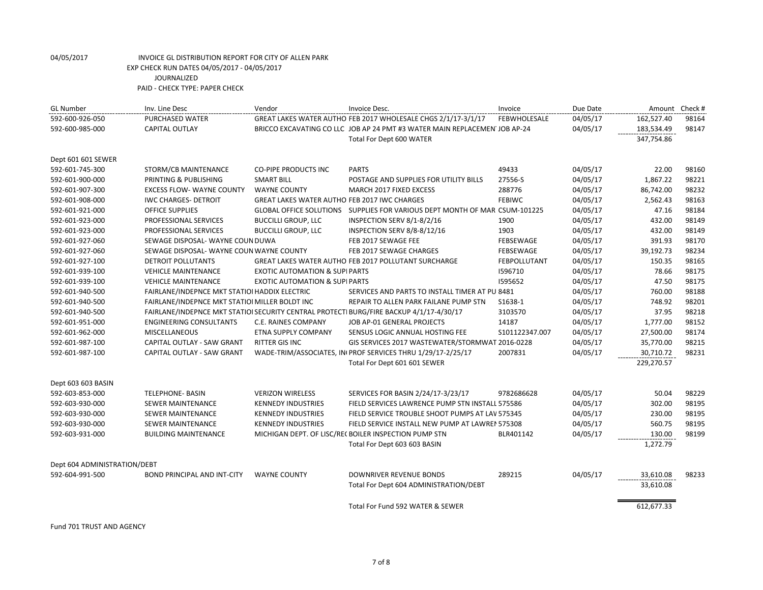04/05/2017 INVOICE GL DISTRIBUTION REPORT FOR CITY OF ALLEN PARK
EXP CHECK RUN DATES 04/05/2017 - 04/05/2017
JOURNALIZED
PAID - CHECK TYPE: PAPER CHECK

| GL Number | Inv. Line Desc | Vendor | Invoice Desc. | Invoice | Due Date | Amount | Check # |
|---|---|---|---|---|---|---|---|
| 592-600-926-050 | PURCHASED WATER | GREAT LAKES WATER AUTHO | FEB 2017 WHOLESALE CHGS 2/1/17-3/1/17 | FEBWHOLESALE | 04/05/17 | 162,527.40 | 98164 |
| 592-600-985-000 | CAPITAL OUTLAY | BRICCO EXCAVATING CO LLC | JOB AP 24 PMT #3 WATER MAIN REPLACEMEN | JOB AP-24 | 04/05/17 | 183,534.49 | 98147 |
| | | | Total For Dept 600 WATER | | | 347,754.86 | |
| Dept 601 601 SEWER | | | | | | | |
| 592-601-745-300 | STORM/CB MAINTENANCE | CO-PIPE PRODUCTS INC | PARTS | 49433 | 04/05/17 | 22.00 | 98160 |
| 592-601-900-000 | PRINTING & PUBLISHING | SMART BILL | POSTAGE AND SUPPLIES FOR UTILITY BILLS | 27556-S | 04/05/17 | 1,867.22 | 98221 |
| 592-601-907-300 | EXCESS FLOW- WAYNE COUNTY | WAYNE COUNTY | MARCH 2017 FIXED EXCESS | 288776 | 04/05/17 | 86,742.00 | 98232 |
| 592-601-908-000 | IWC CHARGES- DETROIT | GREAT LAKES WATER AUTHO | FEB 2017 IWC CHARGES | FEBIWC | 04/05/17 | 2,562.43 | 98163 |
| 592-601-921-000 | OFFICE SUPPLIES | GLOBAL OFFICE SOLUTIONS | SUPPLIES FOR VARIOUS DEPT MONTH OF MAR | CSUM-101225 | 04/05/17 | 47.16 | 98184 |
| 592-601-923-000 | PROFESSIONAL SERVICES | BUCCILLI GROUP, LLC | INSPECTION SERV 8/1-8/2/16 | 1900 | 04/05/17 | 432.00 | 98149 |
| 592-601-923-000 | PROFESSIONAL SERVICES | BUCCILLI GROUP, LLC | INSPECTION SERV 8/8-8/12/16 | 1903 | 04/05/17 | 432.00 | 98149 |
| 592-601-927-060 | SEWAGE DISPOSAL- WAYNE COUN | DUWA | FEB 2017 SEWAGE FEE | FEBSEWAGE | 04/05/17 | 391.93 | 98170 |
| 592-601-927-060 | SEWAGE DISPOSAL- WAYNE COUN | WAYNE COUNTY | FEB 2017 SEWAGE CHARGES | FEBSEWAGE | 04/05/17 | 39,192.73 | 98234 |
| 592-601-927-100 | DETROIT POLLUTANTS | GREAT LAKES WATER AUTHO | FEB 2017 POLLUTANT SURCHARGE | FEBPOLLUTANT | 04/05/17 | 150.35 | 98165 |
| 592-601-939-100 | VEHICLE MAINTENANCE | EXOTIC AUTOMATION & SUPI | PARTS | I596710 | 04/05/17 | 78.66 | 98175 |
| 592-601-939-100 | VEHICLE MAINTENANCE | EXOTIC AUTOMATION & SUPI | PARTS | I595652 | 04/05/17 | 47.50 | 98175 |
| 592-601-940-500 | FAIRLANE/INDEPNCE MKT STATIOI | HADDIX ELECTRIC | SERVICES AND PARTS TO INSTALL TIMER AT PU | 8481 | 04/05/17 | 760.00 | 98188 |
| 592-601-940-500 | FAIRLANE/INDEPNCE MKT STATIOI | MILLER BOLDT INC | REPAIR TO ALLEN PARK FAILANE PUMP STN | S1638-1 | 04/05/17 | 748.92 | 98201 |
| 592-601-940-500 | FAIRLANE/INDEPNCE MKT STATIOI | SECURITY CENTRAL PROTECTI | BURG/FIRE BACKUP 4/1/17-4/30/17 | 3103570 | 04/05/17 | 37.95 | 98218 |
| 592-601-951-000 | ENGINEERING CONSULTANTS | C.E. RAINES COMPANY | JOB AP-01 GENERAL PROJECTS | 14187 | 04/05/17 | 1,777.00 | 98152 |
| 592-601-962-000 | MISCELLANEOUS | ETNA SUPPLY COMPANY | SENSUS LOGIC ANNUAL HOSTING FEE | S101122347.007 | 04/05/17 | 27,500.00 | 98174 |
| 592-601-987-100 | CAPITAL OUTLAY - SAW GRANT | RITTER GIS INC | GIS SERVICES 2017 WASTEWATER/STORMWAT | 2016-0228 | 04/05/17 | 35,770.00 | 98215 |
| 592-601-987-100 | CAPITAL OUTLAY - SAW GRANT | WADE-TRIM/ASSOCIATES, IN | PROF SERVICES THRU 1/29/17-2/25/17 | 2007831 | 04/05/17 | 30,710.72 | 98231 |
| | | | Total For Dept 601 601 SEWER | | | 229,270.57 | |
| Dept 603 603 BASIN | | | | | | | |
| 592-603-853-000 | TELEPHONE- BASIN | VERIZON WIRELESS | SERVICES FOR BASIN 2/24/17-3/23/17 | 9782686628 | 04/05/17 | 50.04 | 98229 |
| 592-603-930-000 | SEWER MAINTENANCE | KENNEDY INDUSTRIES | FIELD SERVICES LAWRENCE PUMP STN INSTALL | 575586 | 04/05/17 | 302.00 | 98195 |
| 592-603-930-000 | SEWER MAINTENANCE | KENNEDY INDUSTRIES | FIELD SERVICE TROUBLE SHOOT PUMPS AT LAV | 575345 | 04/05/17 | 230.00 | 98195 |
| 592-603-930-000 | SEWER MAINTENANCE | KENNEDY INDUSTRIES | FIELD SERVICE INSTALL NEW PUMP AT LAWREI | 575308 | 04/05/17 | 560.75 | 98195 |
| 592-603-931-000 | BUILDING MAINTENANCE | MICHIGAN DEPT. OF LISC/REC | BOILER INSPECTION PUMP STN | BLR401142 | 04/05/17 | 130.00 | 98199 |
| | | | Total For Dept 603 603 BASIN | | | 1,272.79 | |
| Dept 604 ADMINISTRATION/DEBT | | | | | | | |
| 592-604-991-500 | BOND PRINCIPAL AND INT-CITY | WAYNE COUNTY | DOWNRIVER REVENUE BONDS | 289215 | 04/05/17 | 33,610.08 | 98233 |
| | | | Total For Dept 604 ADMINISTRATION/DEBT | | | 33,610.08 | |
| | | | Total For Fund 592 WATER & SEWER | | | 612,677.33 | |

Fund 701 TRUST AND AGENCY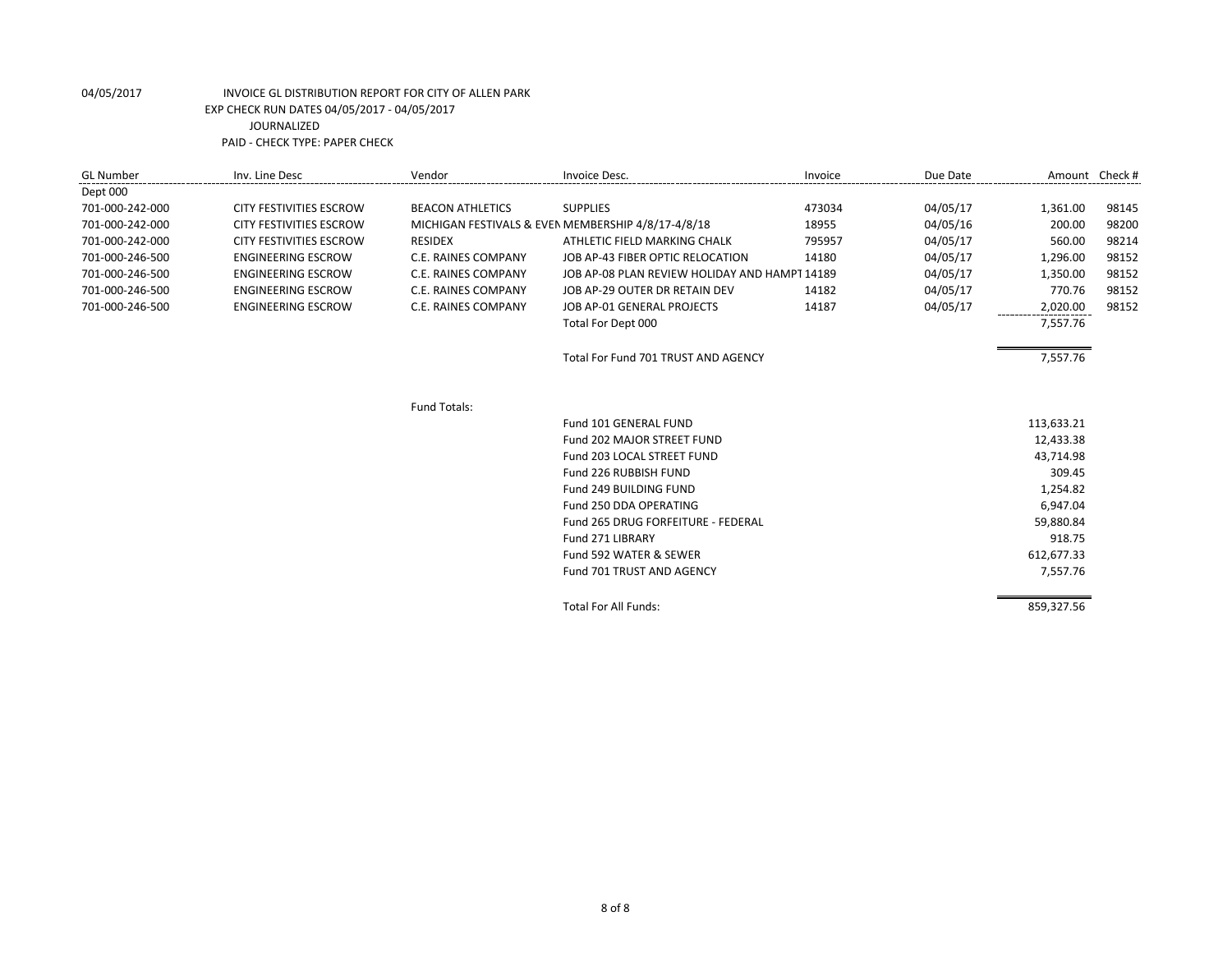04/05/2017 INVOICE GL DISTRIBUTION REPORT FOR CITY OF ALLEN PARK

EXP CHECK RUN DATES 04/05/2017 - 04/05/2017

JOURNALIZED

PAID - CHECK TYPE: PAPER CHECK

| GL Number | Inv. Line Desc | Vendor | Invoice Desc. | Invoice | Due Date | Amount | Check # |
|---|---|---|---|---|---|---|---|
| Dept 000 | | | | | | | |
| 701-000-242-000 | CITY FESTIVITIES ESCROW | BEACON ATHLETICS | SUPPLIES | 473034 | 04/05/17 | 1,361.00 | 98145 |
| 701-000-242-000 | CITY FESTIVITIES ESCROW | MICHIGAN FESTIVALS & EVEN | MEMBERSHIP 4/8/17-4/8/18 | 18955 | 04/05/16 | 200.00 | 98200 |
| 701-000-242-000 | CITY FESTIVITIES ESCROW | RESIDEX | ATHLETIC FIELD MARKING CHALK | 795957 | 04/05/17 | 560.00 | 98214 |
| 701-000-246-500 | ENGINEERING ESCROW | C.E. RAINES COMPANY | JOB AP-43 FIBER OPTIC RELOCATION | 14180 | 04/05/17 | 1,296.00 | 98152 |
| 701-000-246-500 | ENGINEERING ESCROW | C.E. RAINES COMPANY | JOB AP-08 PLAN REVIEW HOLIDAY AND HAMPT | 14189 | 04/05/17 | 1,350.00 | 98152 |
| 701-000-246-500 | ENGINEERING ESCROW | C.E. RAINES COMPANY | JOB AP-29 OUTER DR RETAIN DEV | 14182 | 04/05/17 | 770.76 | 98152 |
| 701-000-246-500 | ENGINEERING ESCROW | C.E. RAINES COMPANY | JOB AP-01 GENERAL PROJECTS | 14187 | 04/05/17 | 2,020.00 | 98152 |
| | | | Total For Dept 000 | | | 7,557.76 | |
| | | | Total For Fund 701 TRUST AND AGENCY | | | 7,557.76 | |

Fund Totals:

| | |
|---|---|
| Fund 101 GENERAL FUND | 113,633.21 |
| Fund 202 MAJOR STREET FUND | 12,433.38 |
| Fund 203 LOCAL STREET FUND | 43,714.98 |
| Fund 226 RUBBISH FUND | 309.45 |
| Fund 249 BUILDING FUND | 1,254.82 |
| Fund 250 DDA OPERATING | 6,947.04 |
| Fund 265 DRUG FORFEITURE - FEDERAL | 59,880.84 |
| Fund 271 LIBRARY | 918.75 |
| Fund 592 WATER & SEWER | 612,677.33 |
| Fund 701 TRUST AND AGENCY | 7,557.76 |
| Total For All Funds: | 859,327.56 |